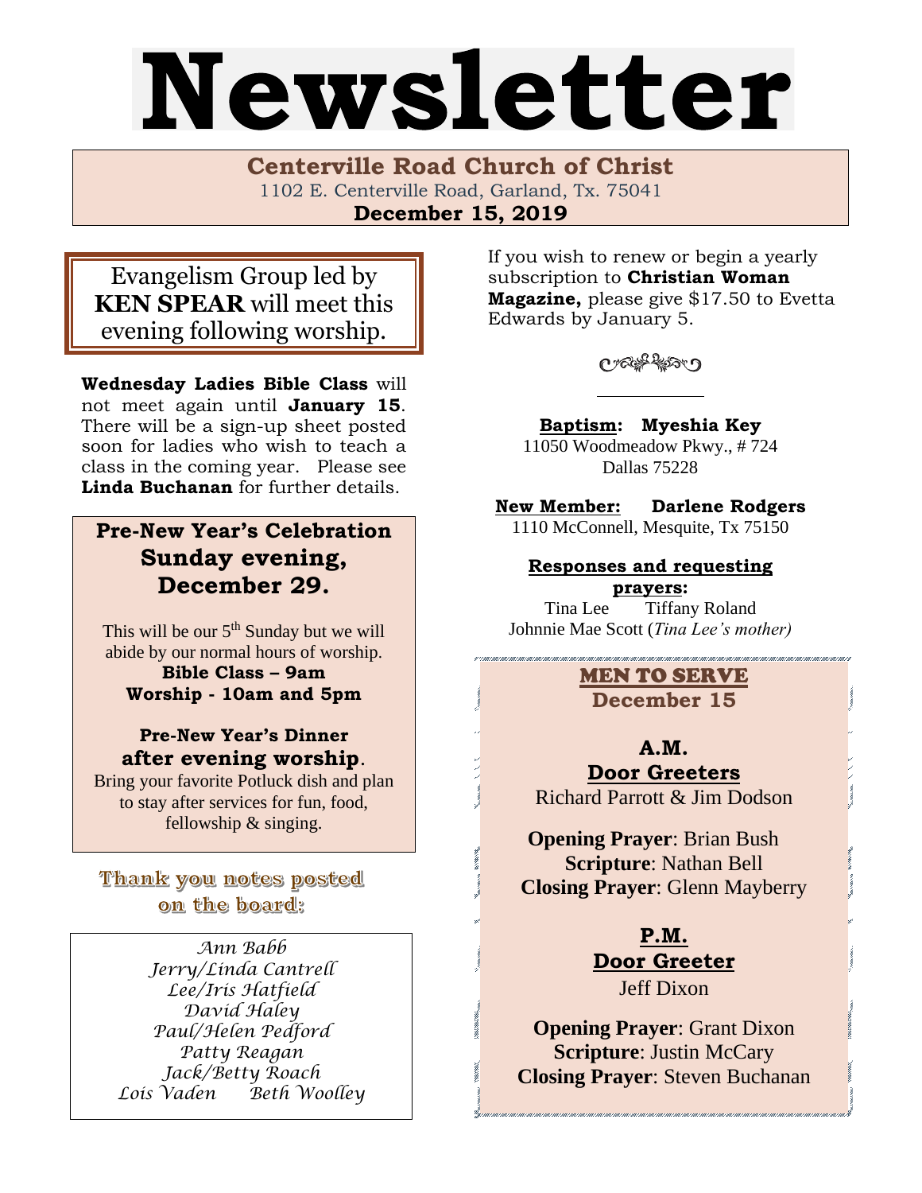# Newsletter

**Centerville Road Church of Christ**
1102 E. Centerville Road, Garland, Tx. 75041
**December 15, 2019**

Evangelism Group led by **KEN SPEAR** will meet this evening following worship.

**Wednesday Ladies Bible Class** will not meet again until **January 15**. There will be a sign-up sheet posted soon for ladies who wish to teach a class in the coming year. Please see **Linda Buchanan** for further details.

## Pre-New Year's Celebration Sunday evening, December 29.

This will be our 5th Sunday but we will abide by our normal hours of worship.
**Bible Class – 9am**
**Worship - 10am and 5pm**

**Pre-New Year's Dinner after evening worship**.
Bring your favorite Potluck dish and plan to stay after services for fun, food, fellowship & singing.

**Thank you notes posted on the board:**

*Ann Babb*
*Jerry/Linda Cantrell*
*Lee/Iris Hatfield*
*David Haley*
*Paul/Helen Pedford*
*Patty Reagan*
*Jack/Betty Roach*
*Lois Vaden* *Beth Woolley*

If you wish to renew or begin a yearly subscription to **Christian Woman Magazine,** please give $17.50 to Evetta Edwards by January 5.

**Baptism: Myeshia Key**
11050 Woodmeadow Pkwy., # 724
Dallas 75228

**New Member: Darlene Rodgers**
1110 McConnell, Mesquite, Tx 75150

**Responses and requesting prayers:**
Tina Lee Tiffany Roland
Johnnie Mae Scott (*Tina Lee's mother)*

## MEN TO SERVE
**December 15**

**A.M.**
**Door Greeters**
Richard Parrott & Jim Dodson

**Opening Prayer**: Brian Bush
**Scripture**: Nathan Bell
**Closing Prayer**: Glenn Mayberry

**P.M.**
**Door Greeter**
Jeff Dixon

**Opening Prayer**: Grant Dixon
**Scripture**: Justin McCary
**Closing Prayer**: Steven Buchanan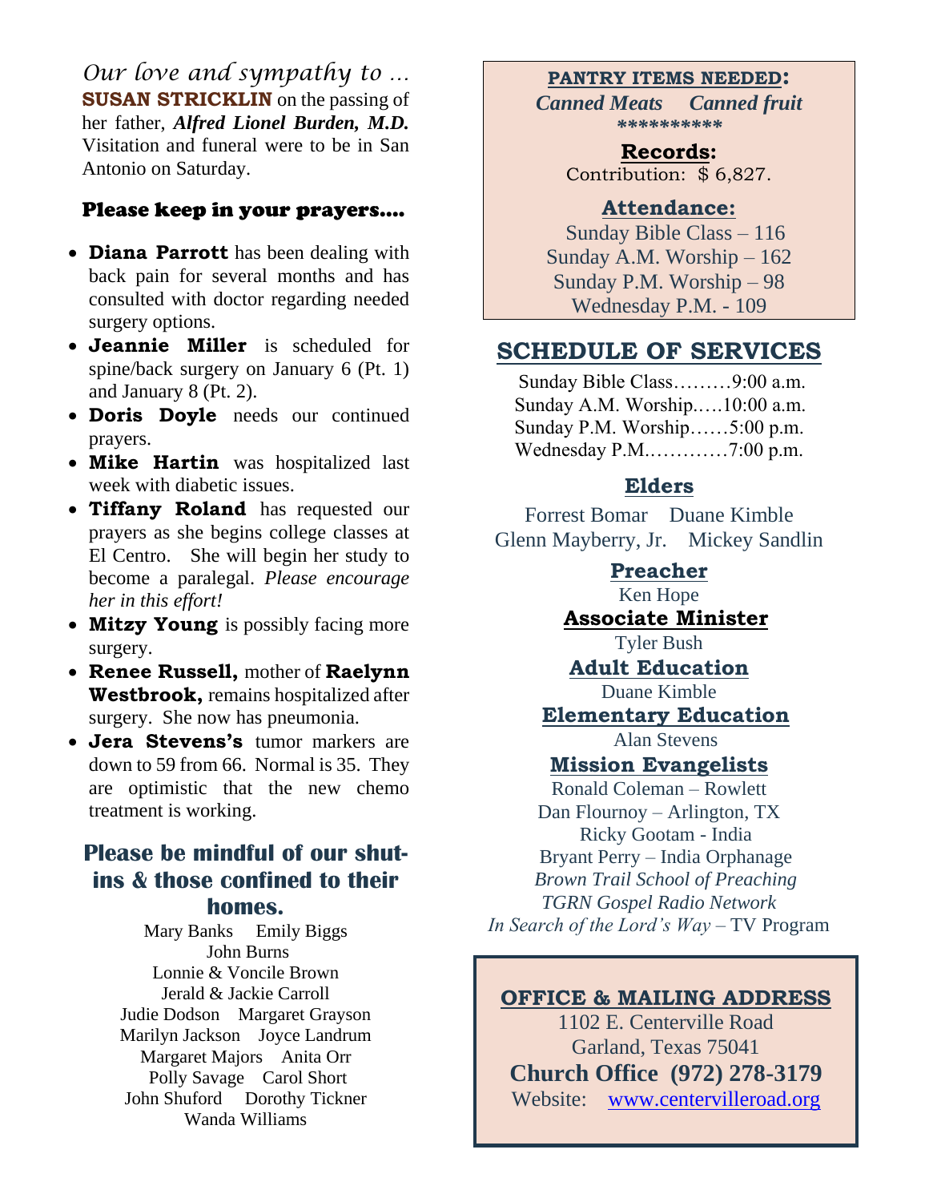*Our love and sympathy to …*

**SUSAN STRICKLIN** on the passing of her father, ***Alfred Lionel Burden, M.D.*** Visitation and funeral were to be in San Antonio on Saturday.

## Please keep in your prayers….

- **Diana Parrott** has been dealing with back pain for several months and has consulted with doctor regarding needed surgery options.
- **Jeannie Miller** is scheduled for spine/back surgery on January 6 (Pt. 1) and January 8 (Pt. 2).
- **Doris Doyle** needs our continued prayers.
- **Mike Hartin** was hospitalized last week with diabetic issues.
- **Tiffany Roland** has requested our prayers as she begins college classes at El Centro. She will begin her study to become a paralegal. *Please encourage her in this effort!*
- **Mitzy Young** is possibly facing more surgery.
- **Renee Russell,** mother of **Raelynn Westbrook,** remains hospitalized after surgery. She now has pneumonia.
- **Jera Stevens's** tumor markers are down to 59 from 66. Normal is 35. They are optimistic that the new chemo treatment is working.

## Please be mindful of our shut-ins & those confined to their homes.

Mary Banks Emily Biggs
John Burns
Lonnie & Voncile Brown
Jerald & Jackie Carroll
Judie Dodson Margaret Grayson
Marilyn Jackson Joyce Landrum
Margaret Majors Anita Orr
Polly Savage Carol Short
John Shuford Dorothy Tickner
Wanda Williams

**PANTRY ITEMS NEEDED:**
***Canned Meats*** ***Canned fruit***
**********

**Records:**
Contribution: $ 6,827.

**Attendance:**
Sunday Bible Class – 116
Sunday A.M. Worship – 162
Sunday P.M. Worship – 98
Wednesday P.M. - 109

## SCHEDULE OF SERVICES

Sunday Bible Class………9:00 a.m.
Sunday A.M. Worship.….10:00 a.m.
Sunday P.M. Worship……5:00 p.m.
Wednesday P.M.…………7:00 p.m.

### Elders

Forrest Bomar Duane Kimble
Glenn Mayberry, Jr. Mickey Sandlin

### Preacher

Ken Hope

### Associate Minister

Tyler Bush

### Adult Education

Duane Kimble

### Elementary Education

Alan Stevens

### Mission Evangelists

Ronald Coleman – Rowlett
Dan Flournoy – Arlington, TX
Ricky Gootam - India
Bryant Perry – India Orphanage
*Brown Trail School of Preaching*
*TGRN Gospel Radio Network*
*In Search of the Lord's Way* – TV Program

### OFFICE & MAILING ADDRESS

1102 E. Centerville Road
Garland, Texas 75041
**Church Office (972) 278-3179**
Website: www.centervilleroad.org